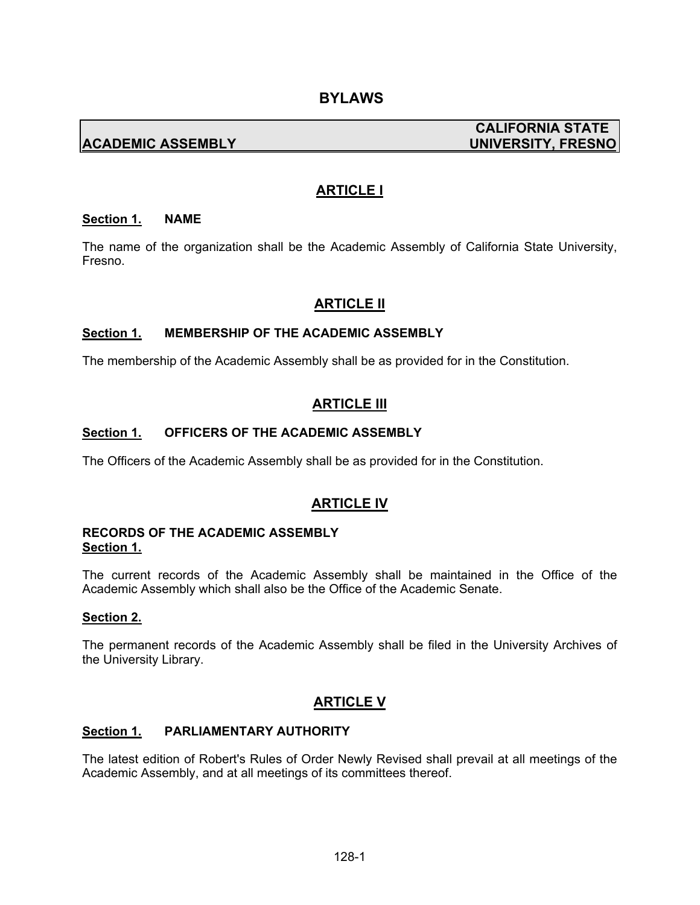# BYLAWS

| ACADEMIC ASSEMBLY | CALIFORNIA STATE UNIVERSITY, FRESNO |
|---|---|

## ARTICLE I

**Section 1. NAME**

The name of the organization shall be the Academic Assembly of California State University, Fresno.

## ARTICLE II

**Section 1. MEMBERSHIP OF THE ACADEMIC ASSEMBLY**

The membership of the Academic Assembly shall be as provided for in the Constitution.

## ARTICLE III

**Section 1. OFFICERS OF THE ACADEMIC ASSEMBLY**

The Officers of the Academic Assembly shall be as provided for in the Constitution.

## ARTICLE IV

**RECORDS OF THE ACADEMIC ASSEMBLY**

**Section 1.**

The current records of the Academic Assembly shall be maintained in the Office of the Academic Assembly which shall also be the Office of the Academic Senate.

**Section 2.**

The permanent records of the Academic Assembly shall be filed in the University Archives of the University Library.

## ARTICLE V

**Section 1. PARLIAMENTARY AUTHORITY**

The latest edition of Robert's Rules of Order Newly Revised shall prevail at all meetings of the Academic Assembly, and at all meetings of its committees thereof.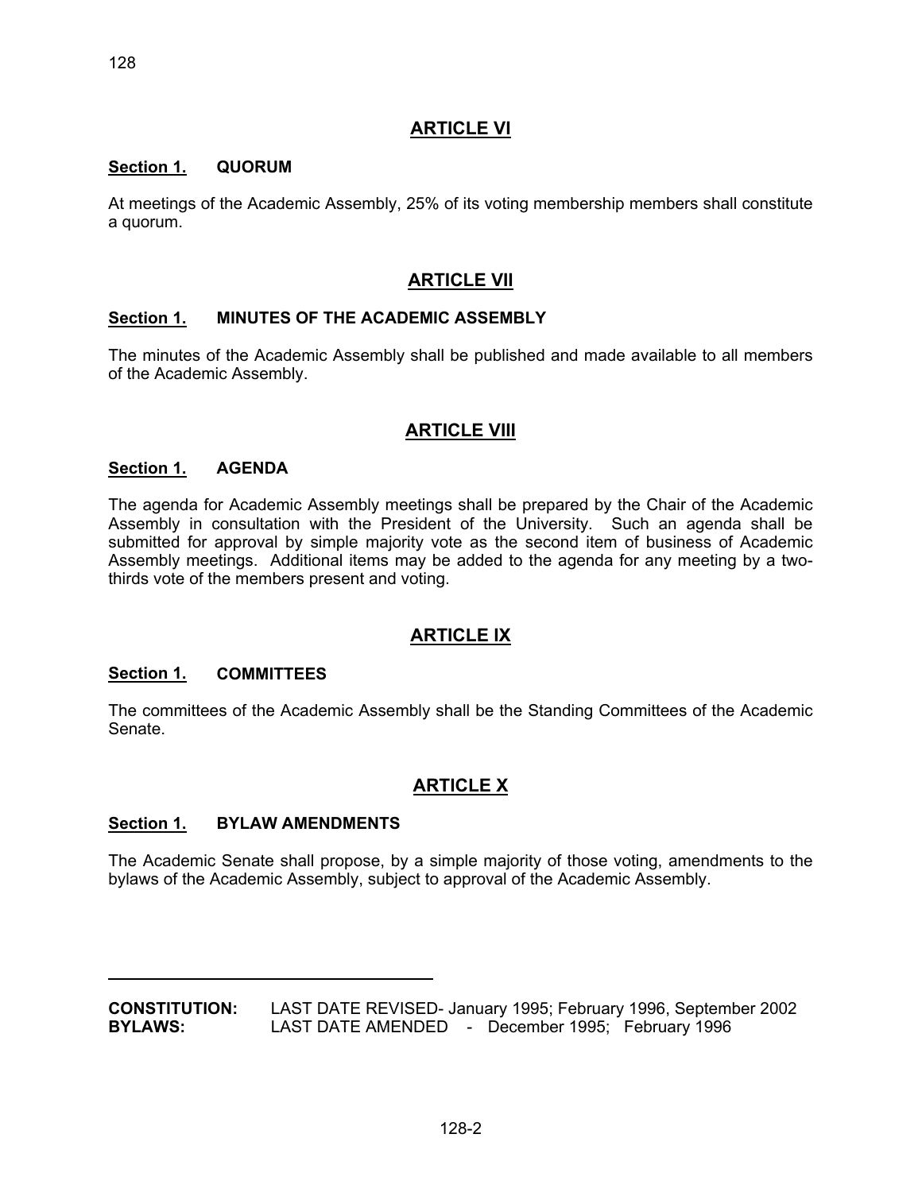## ARTICLE VI

**Section 1. QUORUM**

At meetings of the Academic Assembly, 25% of its voting membership members shall constitute a quorum.

## ARTICLE VII

**Section 1. MINUTES OF THE ACADEMIC ASSEMBLY**

The minutes of the Academic Assembly shall be published and made available to all members of the Academic Assembly.

## ARTICLE VIII

**Section 1. AGENDA**

The agenda for Academic Assembly meetings shall be prepared by the Chair of the Academic Assembly in consultation with the President of the University. Such an agenda shall be submitted for approval by simple majority vote as the second item of business of Academic Assembly meetings. Additional items may be added to the agenda for any meeting by a two-thirds vote of the members present and voting.

## ARTICLE IX

**Section 1. COMMITTEES**

The committees of the Academic Assembly shall be the Standing Committees of the Academic Senate.

## ARTICLE X

**Section 1. BYLAW AMENDMENTS**

The Academic Senate shall propose, by a simple majority of those voting, amendments to the bylaws of the Academic Assembly, subject to approval of the Academic Assembly.

---

**CONSTITUTION:** LAST DATE REVISED- January 1995; February 1996, September 2002
**BYLAWS:** LAST DATE AMENDED - December 1995; February 1996